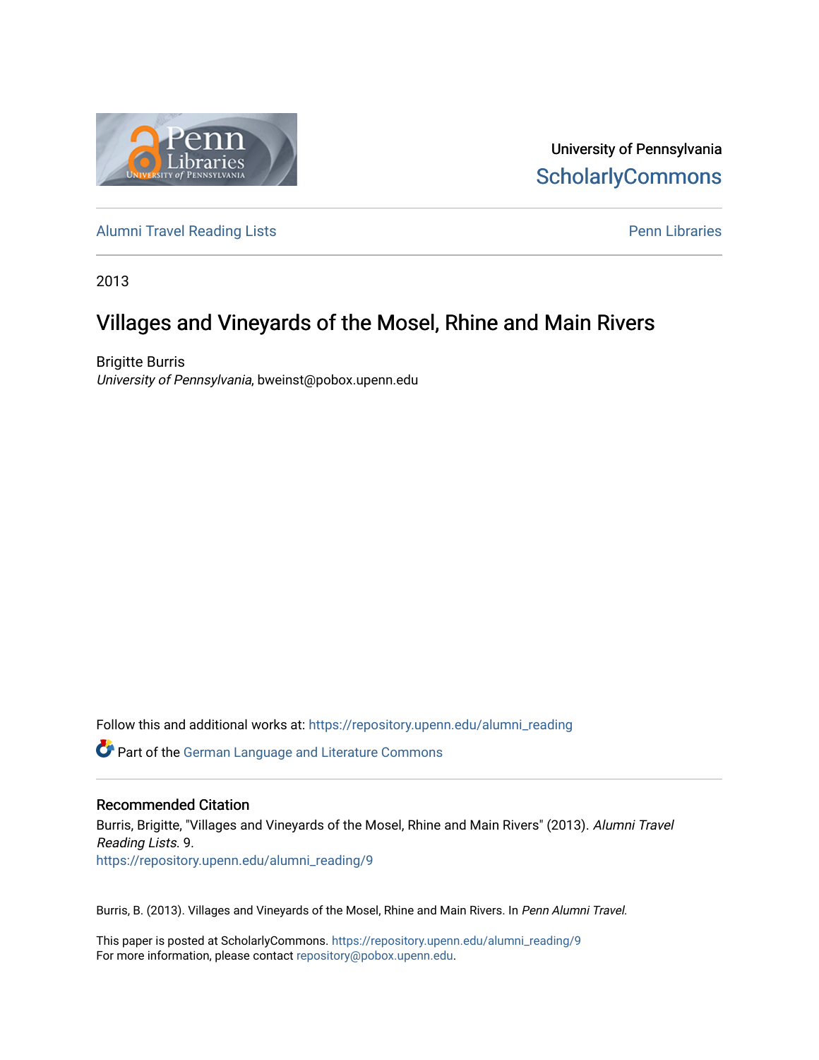University of Pennsylvania
ScholarlyCommons

Alumni Travel Reading Lists | Penn Libraries

2013

# Villages and Vineyards of the Mosel, Rhine and Main Rivers

Brigitte Burris
*University of Pennsylvania*, bweinst@pobox.upenn.edu

Follow this and additional works at: https://repository.upenn.edu/alumni_reading

Part of the German Language and Literature Commons

## Recommended Citation

Burris, Brigitte, "Villages and Vineyards of the Mosel, Rhine and Main Rivers" (2013). *Alumni Travel Reading Lists*. 9.
https://repository.upenn.edu/alumni_reading/9

Burris, B. (2013). Villages and Vineyards of the Mosel, Rhine and Main Rivers. In *Penn Alumni Travel.*

This paper is posted at ScholarlyCommons. https://repository.upenn.edu/alumni_reading/9
For more information, please contact repository@pobox.upenn.edu.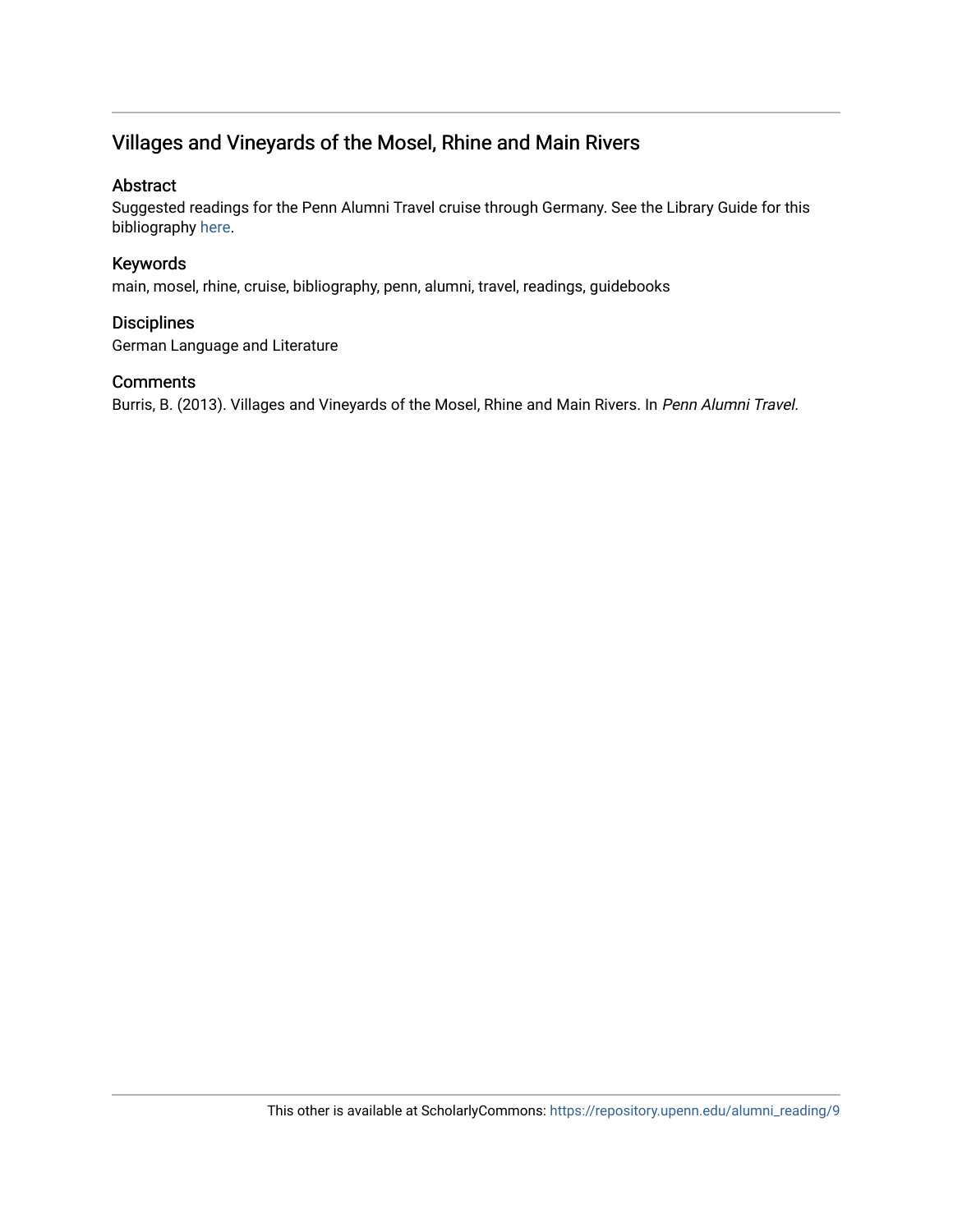# Villages and Vineyards of the Mosel, Rhine and Main Rivers

## Abstract

Suggested readings for the Penn Alumni Travel cruise through Germany. See the Library Guide for this bibliography here.

## Keywords

main, mosel, rhine, cruise, bibliography, penn, alumni, travel, readings, guidebooks

## Disciplines

German Language and Literature

## Comments

Burris, B. (2013). Villages and Vineyards of the Mosel, Rhine and Main Rivers. In *Penn Alumni Travel.*

This other is available at ScholarlyCommons: https://repository.upenn.edu/alumni_reading/9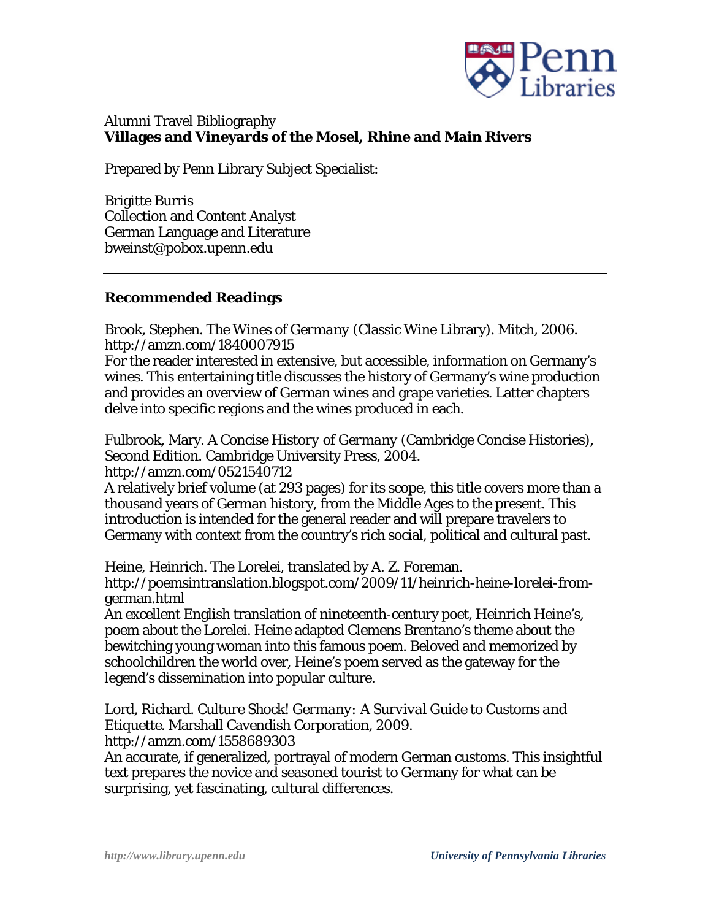Alumni Travel Bibliography
**Villages and Vineyards of the Mosel, Rhine and Main Rivers**

Prepared by Penn Library Subject Specialist:

Brigitte Burris
Collection and Content Analyst
German Language and Literature
bweinst@pobox.upenn.edu

---

## Recommended Readings

Brook, Stephen. *The Wines of Germany* (Classic Wine Library). Mitch, 2006.
http://amzn.com/1840007915
For the reader interested in extensive, but accessible, information on Germany's wines. This entertaining title discusses the history of Germany's wine production and provides an overview of German wines and grape varieties. Latter chapters delve into specific regions and the wines produced in each.

Fulbrook, Mary. *A Concise History of Germany* (Cambridge Concise Histories), Second Edition. Cambridge University Press, 2004.
http://amzn.com/0521540712
A relatively brief volume (at 293 pages) for its scope, this title covers more than a thousand years of German history, from the Middle Ages to the present. This introduction is intended for the general reader and will prepare travelers to Germany with context from the country's rich social, political and cultural past.

Heine, Heinrich. The Lorelei, translated by A. Z. Foreman.
http://poemsintranslation.blogspot.com/2009/11/heinrich-heine-lorelei-from-german.html
An excellent English translation of nineteenth-century poet, Heinrich Heine's, poem about the Lorelei. Heine adapted Clemens Brentano's theme about the bewitching young woman into this famous poem. Beloved and memorized by schoolchildren the world over, Heine's poem served as the gateway for the legend's dissemination into popular culture.

Lord, Richard. *Culture Shock! Germany: A Survival Guide to Customs and Etiquette*. Marshall Cavendish Corporation, 2009.
http://amzn.com/1558689303
An accurate, if generalized, portrayal of modern German customs. This insightful text prepares the novice and seasoned tourist to Germany for what can be surprising, yet fascinating, cultural differences.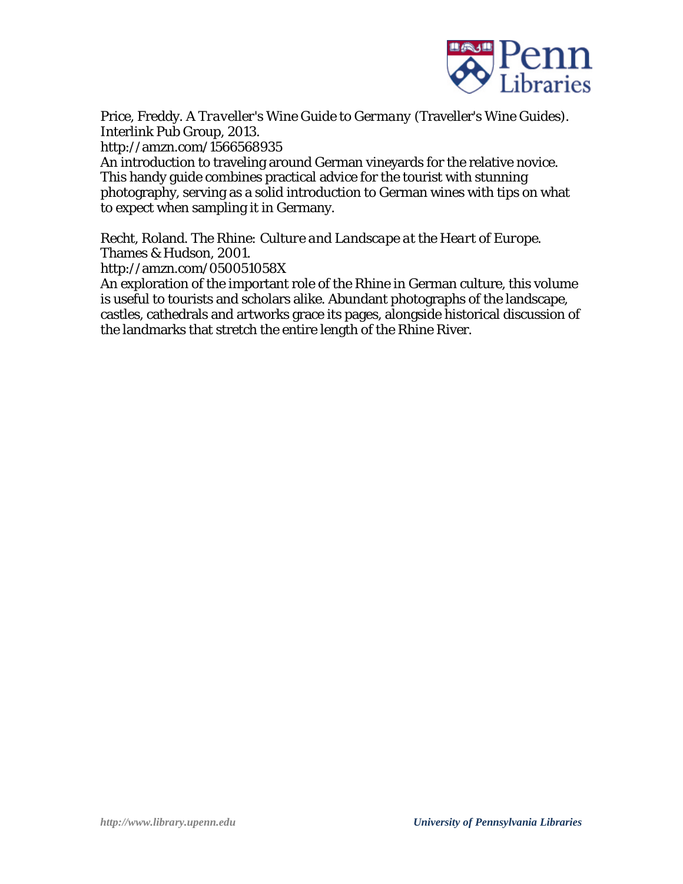Price, Freddy. *A Traveller's Wine Guide to Germany* (Traveller's Wine Guides). Interlink Pub Group, 2013.
http://amzn.com/1566568935
An introduction to traveling around German vineyards for the relative novice. This handy guide combines practical advice for the tourist with stunning photography, serving as a solid introduction to German wines with tips on what to expect when sampling it in Germany.

Recht, Roland. *The Rhine: Culture and Landscape at the Heart of Europe.* Thames & Hudson, 2001.
http://amzn.com/050051058X
An exploration of the important role of the Rhine in German culture, this volume is useful to tourists and scholars alike. Abundant photographs of the landscape, castles, cathedrals and artworks grace its pages, alongside historical discussion of the landmarks that stretch the entire length of the Rhine River.